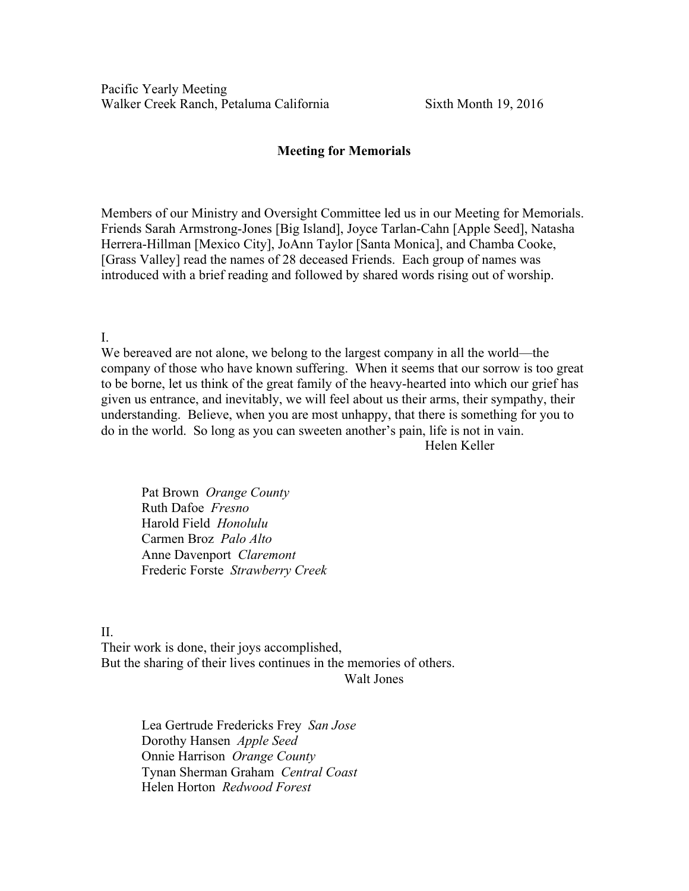Pacific Yearly Meeting
Walker Creek Ranch, Petaluma California Sixth Month 19, 2016

## Meeting for Memorials

Members of our Ministry and Oversight Committee led us in our Meeting for Memorials. Friends Sarah Armstrong-Jones [Big Island], Joyce Tarlan-Cahn [Apple Seed], Natasha Herrera-Hillman [Mexico City], JoAnn Taylor [Santa Monica], and Chamba Cooke, [Grass Valley] read the names of 28 deceased Friends. Each group of names was introduced with a brief reading and followed by shared words rising out of worship.

I.

We bereaved are not alone, we belong to the largest company in all the world—the company of those who have known suffering. When it seems that our sorrow is too great to be borne, let us think of the great family of the heavy-hearted into which our grief has given us entrance, and inevitably, we will feel about us their arms, their sympathy, their understanding. Believe, when you are most unhappy, that there is something for you to do in the world. So long as you can sweeten another's pain, life is not in vain.

Helen Keller

Pat Brown *Orange County*
Ruth Dafoe *Fresno*
Harold Field *Honolulu*
Carmen Broz *Palo Alto*
Anne Davenport *Claremont*
Frederic Forste *Strawberry Creek*

II.

Their work is done, their joys accomplished,
But the sharing of their lives continues in the memories of others.

Walt Jones

Lea Gertrude Fredericks Frey *San Jose*
Dorothy Hansen *Apple Seed*
Onnie Harrison *Orange County*
Tynan Sherman Graham *Central Coast*
Helen Horton *Redwood Forest*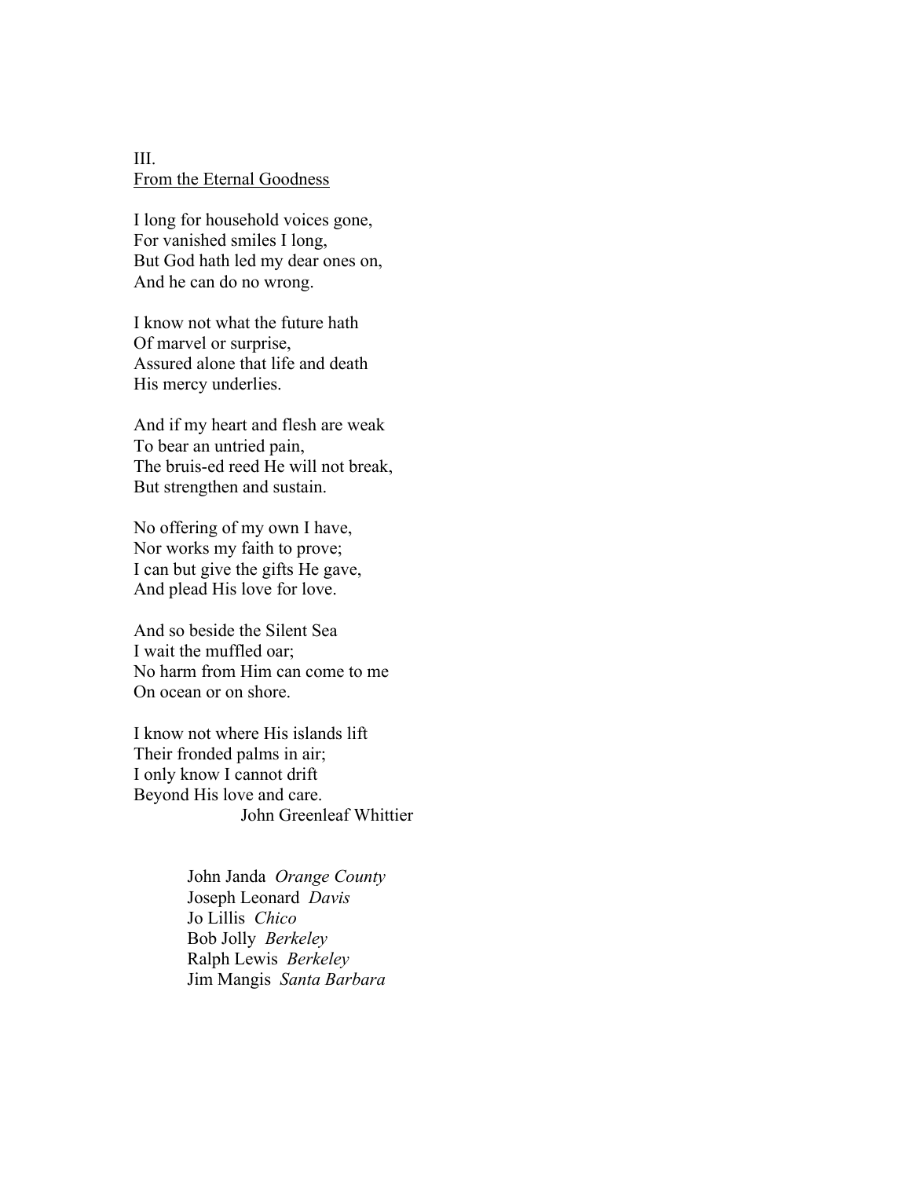III.
<u>From the Eternal Goodness</u>

I long for household voices gone,
For vanished smiles I long,
But God hath led my dear ones on,
And he can do no wrong.

I know not what the future hath
Of marvel or surprise,
Assured alone that life and death
His mercy underlies.

And if my heart and flesh are weak
To bear an untried pain,
The bruis-ed reed He will not break,
But strengthen and sustain.

No offering of my own I have,
Nor works my faith to prove;
I can but give the gifts He gave,
And plead His love for love.

And so beside the Silent Sea
I wait the muffled oar;
No harm from Him can come to me
On ocean or on shore.

I know not where His islands lift
Their fronded palms in air;
I only know I cannot drift
Beyond His love and care.

John Greenleaf Whittier

John Janda *Orange County*
Joseph Leonard *Davis*
Jo Lillis *Chico*
Bob Jolly *Berkeley*
Ralph Lewis *Berkeley*
Jim Mangis *Santa Barbara*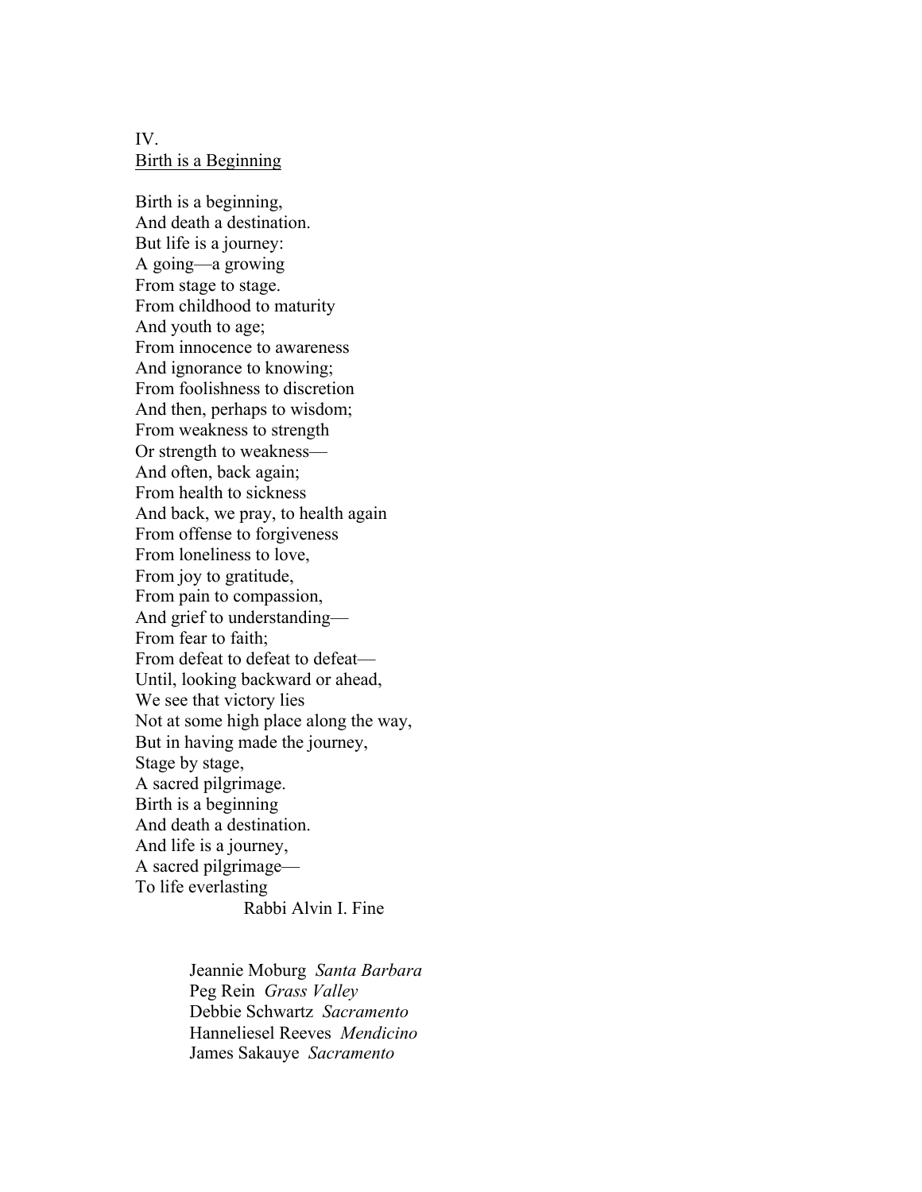IV.
Birth is a Beginning

Birth is a beginning,  
And death a destination.  
But life is a journey:  
A going—a growing  
From stage to stage.  
From childhood to maturity  
And youth to age;  
From innocence to awareness  
And ignorance to knowing;  
From foolishness to discretion  
And then, perhaps to wisdom;  
From weakness to strength  
Or strength to weakness—  
And often, back again;  
From health to sickness  
And back, we pray, to health again  
From offense to forgiveness  
From loneliness to love,  
From joy to gratitude,  
From pain to compassion,  
And grief to understanding—  
From fear to faith;  
From defeat to defeat to defeat—  
Until, looking backward or ahead,  
We see that victory lies  
Not at some high place along the way,  
But in having made the journey,  
Stage by stage,  
A sacred pilgrimage.  
Birth is a beginning  
And death a destination.  
And life is a journey,  
A sacred pilgrimage—  
To life everlasting

Rabbi Alvin I. Fine

Jeannie Moburg *Santa Barbara*  
Peg Rein *Grass Valley*  
Debbie Schwartz *Sacramento*  
Hanneliesel Reeves *Mendicino*  
James Sakauye *Sacramento*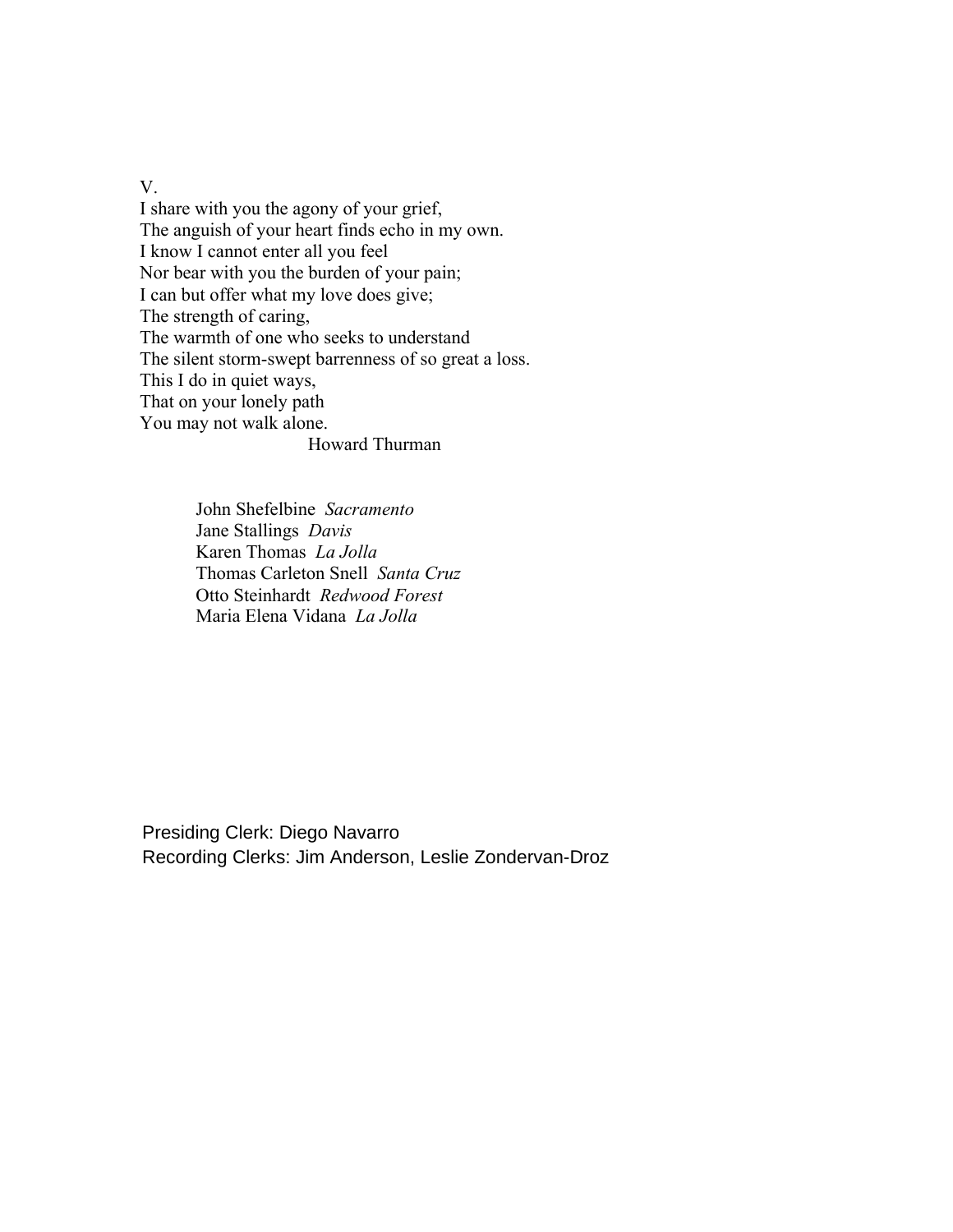V.
I share with you the agony of your grief,
The anguish of your heart finds echo in my own.
I know I cannot enter all you feel
Nor bear with you the burden of your pain;
I can but offer what my love does give;
The strength of caring,
The warmth of one who seeks to understand
The silent storm-swept barrenness of so great a loss.
This I do in quiet ways,
That on your lonely path
You may not walk alone.

Howard Thurman

John Shefelbine *Sacramento*
Jane Stallings *Davis*
Karen Thomas *La Jolla*
Thomas Carleton Snell *Santa Cruz*
Otto Steinhardt *Redwood Forest*
Maria Elena Vidana *La Jolla*

Presiding Clerk: Diego Navarro
Recording Clerks: Jim Anderson, Leslie Zondervan-Droz